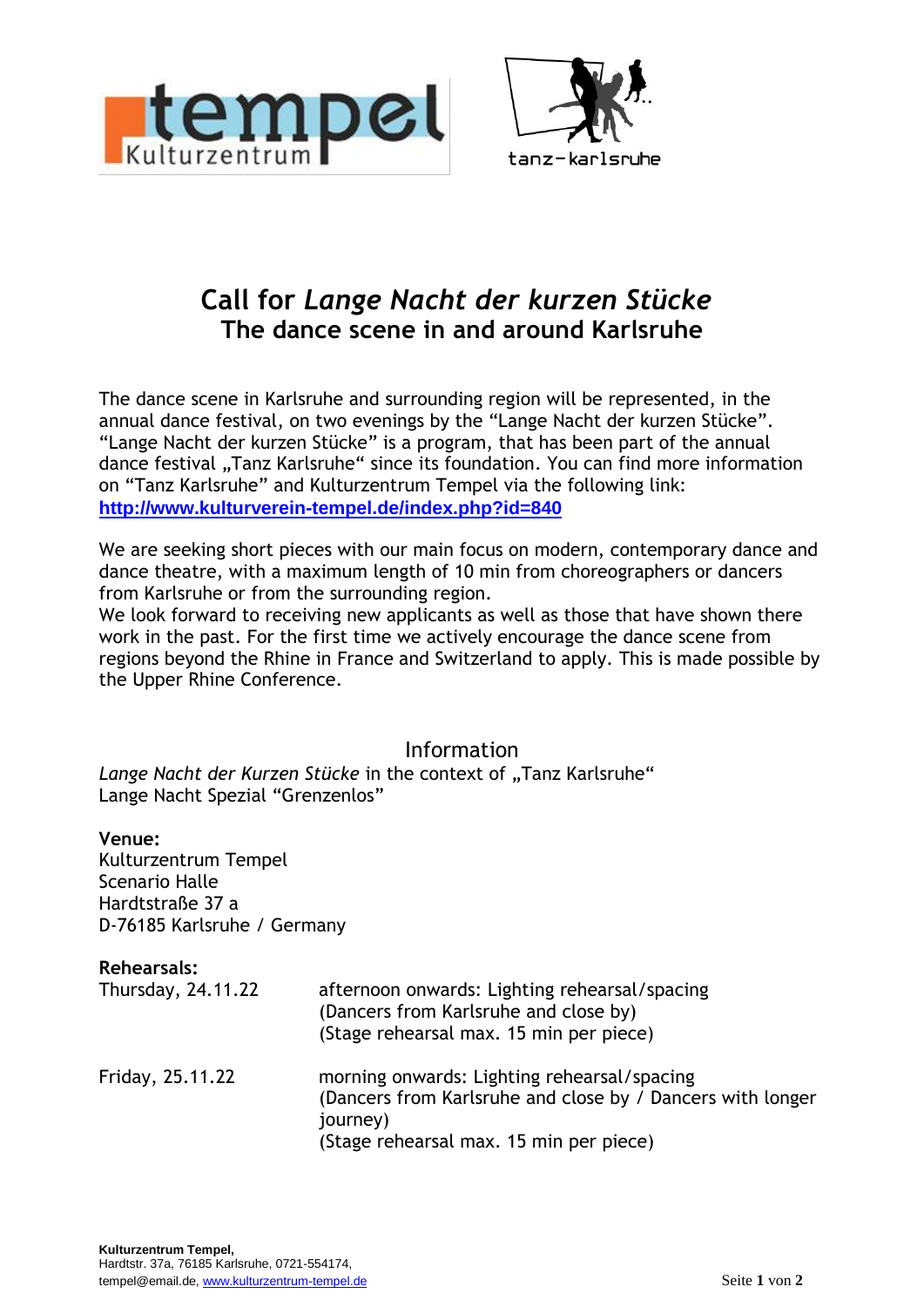tempel Kulturzentrum

tanz-karlsruhe

# Call for *Lange Nacht der kurzen Stücke*

## The dance scene in and around Karlsruhe

The dance scene in Karlsruhe and surrounding region will be represented, in the annual dance festival, on two evenings by the "Lange Nacht der kurzen Stücke". "Lange Nacht der kurzen Stücke" is a program, that has been part of the annual dance festival „Tanz Karlsruhe" since its foundation. You can find more information on "Tanz Karlsruhe" and Kulturzentrum Tempel via the following link: **http://www.kulturverein-tempel.de/index.php?id=840**

We are seeking short pieces with our main focus on modern, contemporary dance and dance theatre, with a maximum length of 10 min from choreographers or dancers from Karlsruhe or from the surrounding region.
We look forward to receiving new applicants as well as those that have shown there work in the past. For the first time we actively encourage the dance scene from regions beyond the Rhine in France and Switzerland to apply. This is made possible by the Upper Rhine Conference.

## Information

*Lange Nacht der Kurzen Stücke* in the context of „Tanz Karlsruhe"
Lange Nacht Spezial "Grenzenlos"

**Venue:**
Kulturzentrum Tempel
Scenario Halle
Hardtstraße 37 a
D-76185 Karlsruhe / Germany

**Rehearsals:**

| | |
|---|---|
| Thursday, 24.11.22 | afternoon onwards: Lighting rehearsal/spacing (Dancers from Karlsruhe and close by) (Stage rehearsal max. 15 min per piece) |
| Friday, 25.11.22 | morning onwards: Lighting rehearsal/spacing (Dancers from Karlsruhe and close by / Dancers with longer journey) (Stage rehearsal max. 15 min per piece) |

**Kulturzentrum Tempel,**
Hardtstr. 37a, 76185 Karlsruhe, 0721-554174,
tempel@email.de, www.kulturzentrum-tempel.de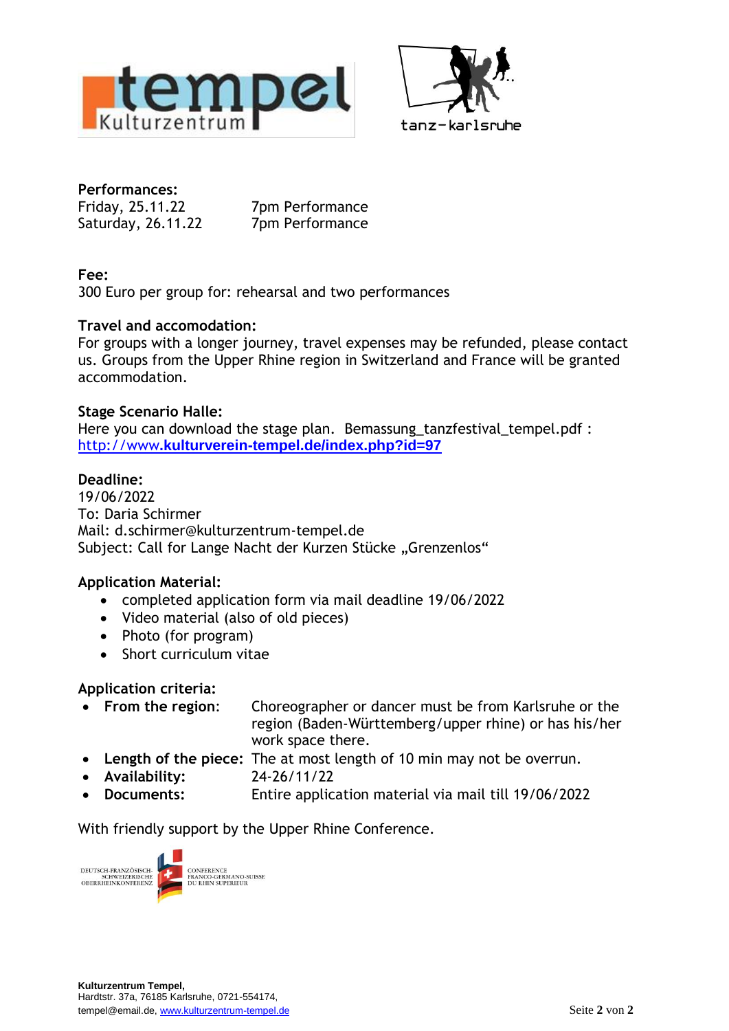**Performances:**

Friday, 25.11.22 7pm Performance
Saturday, 26.11.22 7pm Performance

**Fee:**

300 Euro per group for: rehearsal and two performances

**Travel and accomodation:**

For groups with a longer journey, travel expenses may be refunded, please contact us. Groups from the Upper Rhine region in Switzerland and France will be granted accommodation.

**Stage Scenario Halle:**

Here you can download the stage plan. Bemassung_tanzfestival_tempel.pdf : http://www.kulturverein-tempel.de/index.php?id=97

**Deadline:**

19/06/2022
To: Daria Schirmer
Mail: d.schirmer@kulturzentrum-tempel.de
Subject: Call for Lange Nacht der Kurzen Stücke „Grenzenlos“

**Application Material:**

- completed application form via mail deadline 19/06/2022
- Video material (also of old pieces)
- Photo (for program)
- Short curriculum vitae

**Application criteria:**

- **From the region**: Choreographer or dancer must be from Karlsruhe or the region (Baden-Württemberg/upper rhine) or has his/her work space there.
- **Length of the piece:** The at most length of 10 min may not be overrun.
- **Availability:** 24-26/11/22
- **Documents:** Entire application material via mail till 19/06/2022

With friendly support by the Upper Rhine Conference.

DEUTSCH-FRANZÖSISCH-SCHWEIZERISCHE OBERRHEINKONFERENZ
CONFERENCE FRANCO-GERMANO-SUISSE DU RHIN SUPERIEUR

**Kulturzentrum Tempel,**
Hardtstr. 37a, 76185 Karlsruhe, 0721-554174,
tempel@email.de, www.kulturzentrum-tempel.de